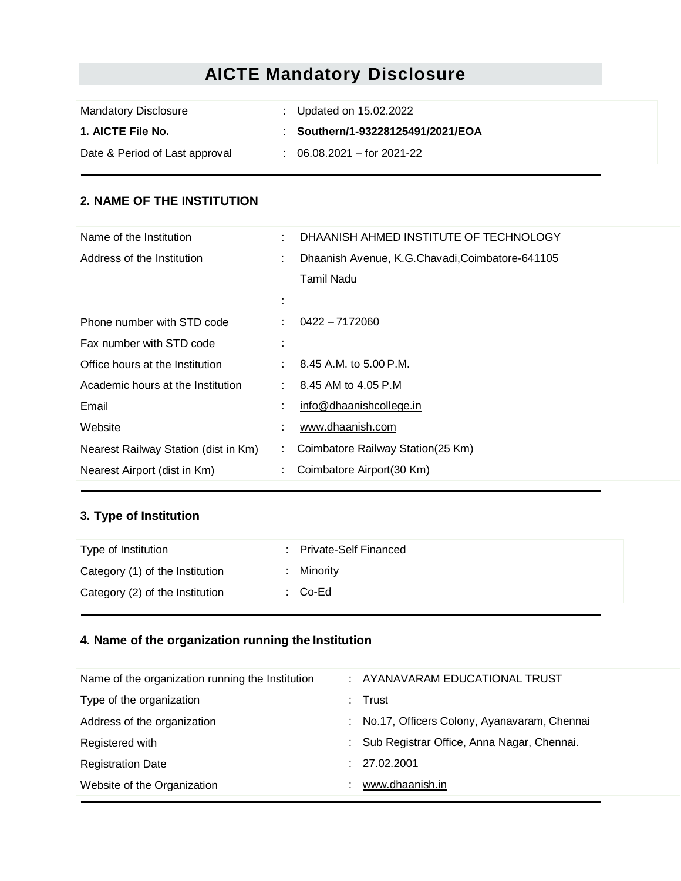# AICTE Mandatory Disclosure

| | | |
|---|---|---|
| Mandatory Disclosure | : | Updated on 15.02.2022 |
| **1. AICTE File No.** | : | **Southern/1-93228125491/2021/EOA** |
| Date & Period of Last approval | : | 06.08.2021 – for 2021-22 |

## 2. NAME OF THE INSTITUTION

| | | |
|---|---|---|
| Name of the Institution | : | DHAANISH AHMED INSTITUTE OF TECHNOLOGY |
| Address of the Institution | : | Dhaanish Avenue, K.G.Chavadi,Coimbatore-641105<br>Tamil Nadu |
| | : | |
| Phone number with STD code | : | 0422 – 7172060 |
| Fax number with STD code | : | |
| Office hours at the Institution | : | 8.45 A.M. to 5.00 P.M. |
| Academic hours at the Institution | : | 8.45 AM to 4.05 P.M |
| Email | : | info@dhaanishcollege.in |
| Website | : | www.dhaanish.com |
| Nearest Railway Station (dist in Km) | : | Coimbatore Railway Station(25 Km) |
| Nearest Airport (dist in Km) | : | Coimbatore Airport(30 Km) |

## 3. Type of Institution

| | | |
|---|---|---|
| Type of Institution | : | Private-Self Financed |
| Category (1) of the Institution | : | Minority |
| Category (2) of the Institution | : | Co-Ed |

## 4. Name of the organization running the Institution

| | | |
|---|---|---|
| Name of the organization running the Institution | : | AYANAVARAM EDUCATIONAL TRUST |
| Type of the organization | : | Trust |
| Address of the organization | : | No.17, Officers Colony, Ayanavaram, Chennai |
| Registered with | : | Sub Registrar Office, Anna Nagar, Chennai. |
| Registration Date | : | 27.02.2001 |
| Website of the Organization | : | www.dhaanish.in |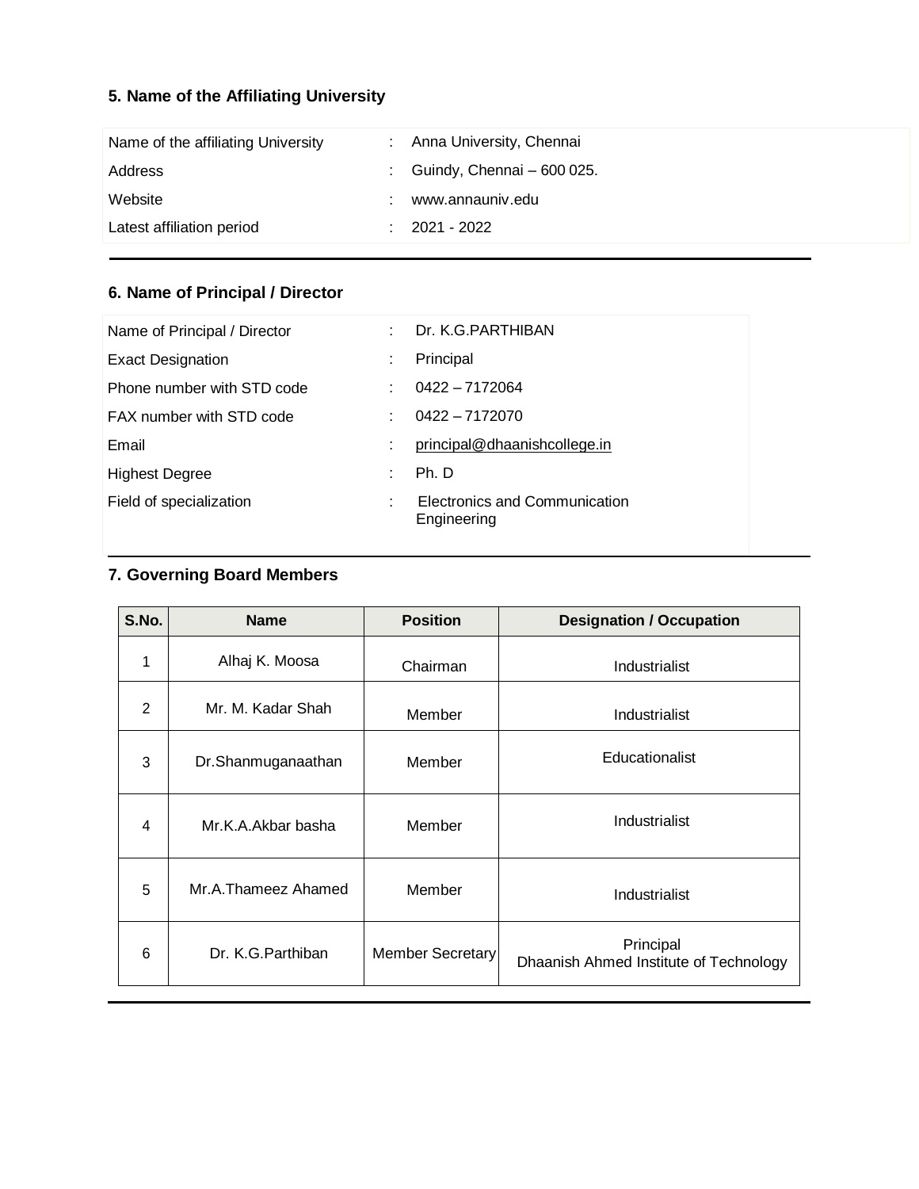## 5. Name of the Affiliating University

| | | |
|---|---|---|
| Name of the affiliating University | : | Anna University, Chennai |
| Address | : | Guindy, Chennai – 600 025. |
| Website | : | www.annauniv.edu |
| Latest affiliation period | : | 2021 - 2022 |

## 6. Name of Principal / Director

| | | |
|---|---|---|
| Name of Principal / Director | : | Dr. K.G.PARTHIBAN |
| Exact Designation | : | Principal |
| Phone number with STD code | : | 0422 – 7172064 |
| FAX number with STD code | : | 0422 – 7172070 |
| Email | : | principal@dhaanishcollege.in |
| Highest Degree | : | Ph. D |
| Field of specialization | : | Electronics and Communication Engineering |

## 7. Governing Board Members

| S.No. | Name | Position | Designation / Occupation |
|---|---|---|---|
| 1 | Alhaj K. Moosa | Chairman | Industrialist |
| 2 | Mr. M. Kadar Shah | Member | Industrialist |
| 3 | Dr.Shanmuganaathan | Member | Educationalist |
| 4 | Mr.K.A.Akbar basha | Member | Industrialist |
| 5 | Mr.A.Thameez Ahamed | Member | Industrialist |
| 6 | Dr. K.G.Parthiban | Member Secretary | Principal<br>Dhaanish Ahmed Institute of Technology |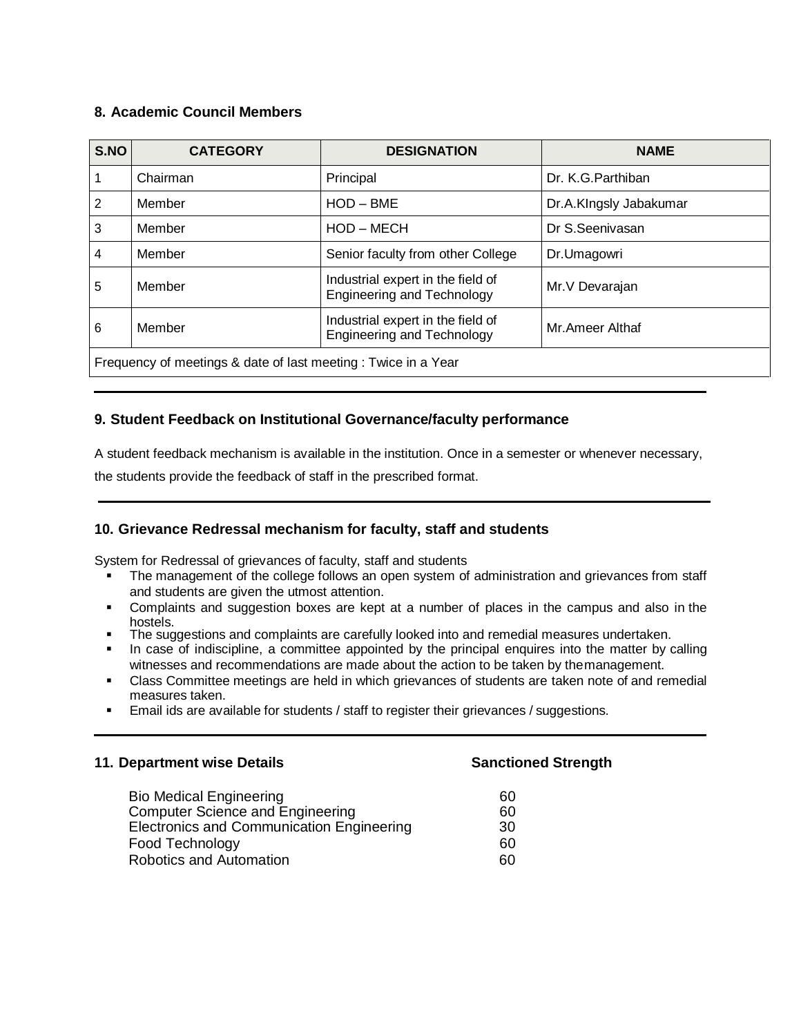## 8. Academic Council Members

| S.NO | CATEGORY | DESIGNATION | NAME |
|---|---|---|---|
| 1 | Chairman | Principal | Dr. K.G.Parthiban |
| 2 | Member | HOD – BME | Dr.A.KIngsly Jabakumar |
| 3 | Member | HOD – MECH | Dr S.Seenivasan |
| 4 | Member | Senior faculty from other College | Dr.Umagowri |
| 5 | Member | Industrial expert in the field of Engineering and Technology | Mr.V Devarajan |
| 6 | Member | Industrial expert in the field of Engineering and Technology | Mr.Ameer Althaf |
| Frequency of meetings & date of last meeting : Twice in a Year | | | |

## 9. Student Feedback on Institutional Governance/faculty performance

A student feedback mechanism is available in the institution. Once in a semester or whenever necessary, the students provide the feedback of staff in the prescribed format.

## 10. Grievance Redressal mechanism for faculty, staff and students

System for Redressal of grievances of faculty, staff and students

- The management of the college follows an open system of administration and grievances from staff and students are given the utmost attention.
- Complaints and suggestion boxes are kept at a number of places in the campus and also in the hostels.
- The suggestions and complaints are carefully looked into and remedial measures undertaken.
- In case of indiscipline, a committee appointed by the principal enquires into the matter by calling witnesses and recommendations are made about the action to be taken by the management.
- Class Committee meetings are held in which grievances of students are taken note of and remedial measures taken.
- Email ids are available for students / staff to register their grievances / suggestions.

## 11. Department wise Details

| Department | Sanctioned Strength |
|---|---|
| Bio Medical Engineering | 60 |
| Computer Science and Engineering | 60 |
| Electronics and Communication Engineering | 30 |
| Food Technology | 60 |
| Robotics and Automation | 60 |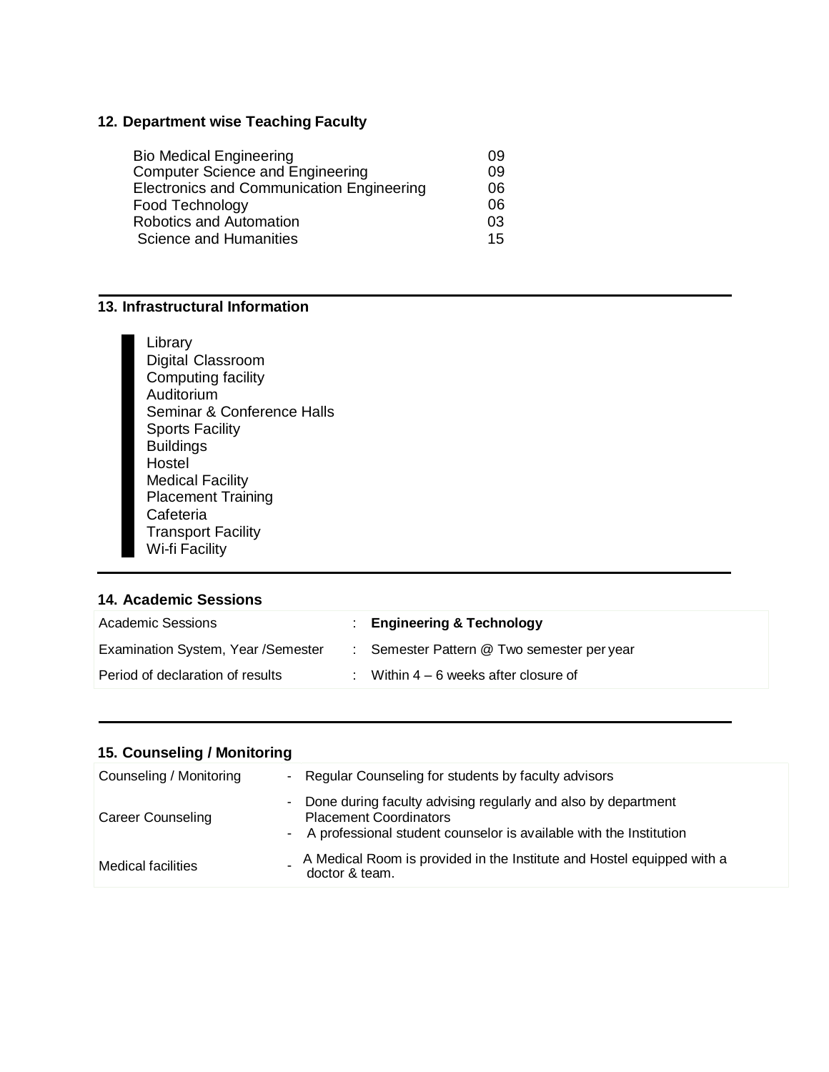## 12. Department wise Teaching Faculty

| | |
|---|---|
| Bio Medical Engineering | 09 |
| Computer Science and Engineering | 09 |
| Electronics and Communication Engineering | 06 |
| Food Technology | 06 |
| Robotics and Automation | 03 |
| Science and Humanities | 15 |

## 13. Infrastructural Information

- Library
- Digital Classroom
- Computing facility
- Auditorium
- Seminar & Conference Halls
- Sports Facility
- Buildings
- Hostel
- Medical Facility
- Placement Training
- Cafeteria
- Transport Facility
- Wi-fi Facility

## 14. Academic Sessions

| | | |
|---|---|---|
| Academic Sessions | : | **Engineering & Technology** |
| Examination System, Year /Semester | : | Semester Pattern @ Two semester per year |
| Period of declaration of results | : | Within 4 – 6 weeks after closure of |

## 15. Counseling / Monitoring

| | |
|---|---|
| Counseling / Monitoring | - Regular Counseling for students by faculty advisors |
| Career Counseling | - Done during faculty advising regularly and also by department Placement Coordinators<br>- A professional student counselor is available with the Institution |
| Medical facilities | - A Medical Room is provided in the Institute and Hostel equipped with a doctor & team. |